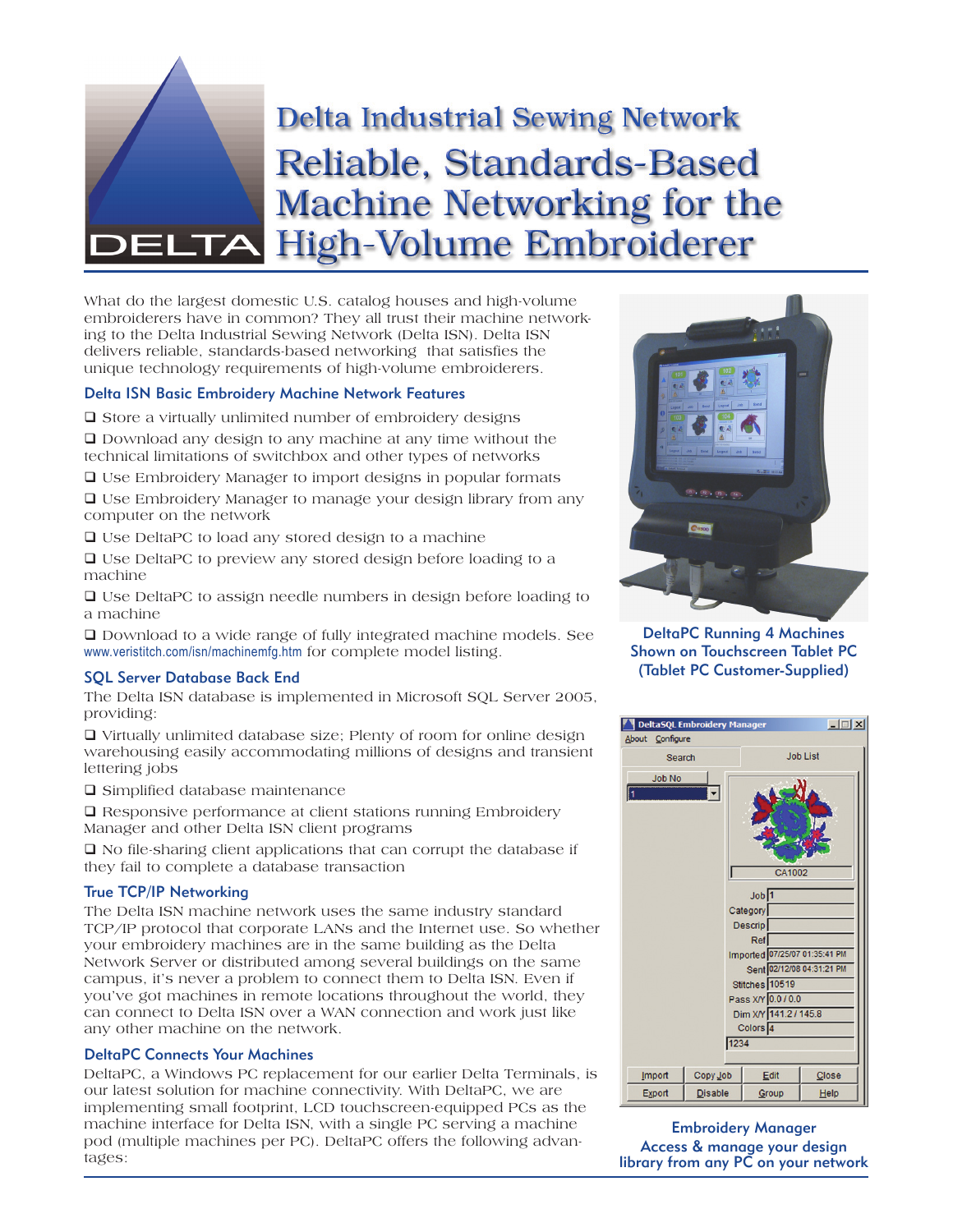# Delta Industrial Sewing Network

# Reliable, Standards-Based Machine Networking for the High-Volume Embroiderer

What do the largest domestic U.S. catalog houses and high-volume embroiderers have in common? They all trust their machine networking to the Delta Industrial Sewing Network (Delta ISN). Delta ISN delivers reliable, standards-based networking that satisfies the unique technology requirements of high-volume embroiderers.

### Delta ISN Basic Embroidery Machine Network Features

- ❑ Store a virtually unlimited number of embroidery designs
- ❑ Download any design to any machine at any time without the technical limitations of switchbox and other types of networks
- ❑ Use Embroidery Manager to import designs in popular formats
- ❑ Use Embroidery Manager to manage your design library from any computer on the network
- ❑ Use DeltaPC to load any stored design to a machine
- ❑ Use DeltaPC to preview any stored design before loading to a machine
- ❑ Use DeltaPC to assign needle numbers in design before loading to a machine
- ❑ Download to a wide range of fully integrated machine models. See www.veristitch.com/isn/machinemfg.htm for complete model listing.

### SQL Server Database Back End

The Delta ISN database is implemented in Microsoft SQL Server 2005, providing:

- ❑ Virtually unlimited database size; Plenty of room for online design warehousing easily accommodating millions of designs and transient lettering jobs
- ❑ Simplified database maintenance
- ❑ Responsive performance at client stations running Embroidery Manager and other Delta ISN client programs
- ❑ No file-sharing client applications that can corrupt the database if they fail to complete a database transaction

### True TCP/IP Networking

The Delta ISN machine network uses the same industry standard TCP/IP protocol that corporate LANs and the Internet use. So whether your embroidery machines are in the same building as the Delta Network Server or distributed among several buildings on the same campus, it's never a problem to connect them to Delta ISN. Even if you've got machines in remote locations throughout the world, they can connect to Delta ISN over a WAN connection and work just like any other machine on the network.

### DeltaPC Connects Your Machines

DeltaPC, a Windows PC replacement for our earlier Delta Terminals, is our latest solution for machine connectivity. With DeltaPC, we are implementing small footprint, LCD touchscreen-equipped PCs as the machine interface for Delta ISN, with a single PC serving a machine pod (multiple machines per PC). DeltaPC offers the following advantages:

DeltaPC Running 4 Machines Shown on Touchscreen Tablet PC (Tablet PC Customer-Supplied)

Embroidery Manager
Access & manage your design library from any PC on your network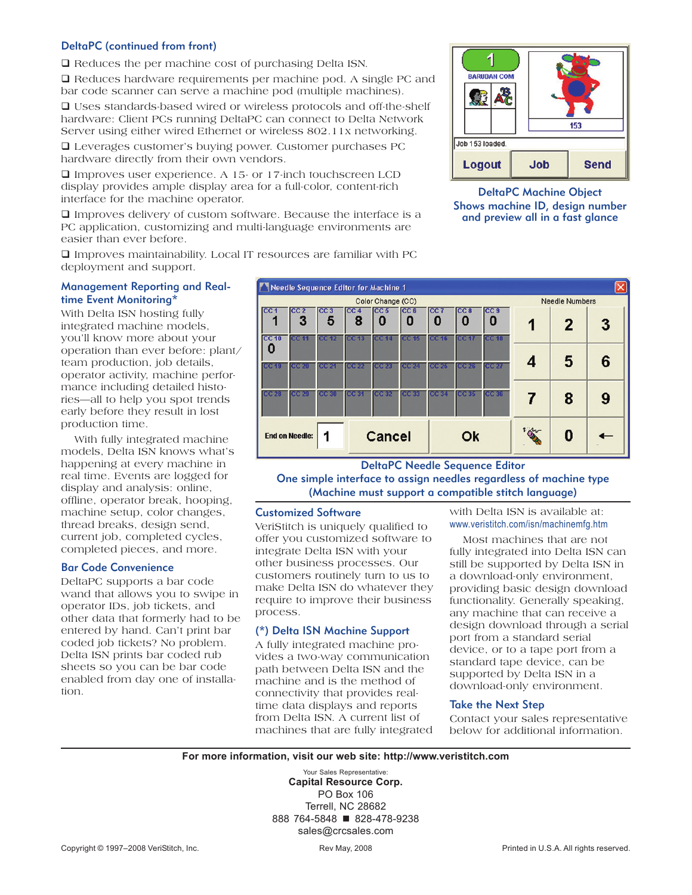### DeltaPC (continued from front)

- ❑ Reduces the per machine cost of purchasing Delta ISN.
- ❑ Reduces hardware requirements per machine pod. A single PC and bar code scanner can serve a machine pod (multiple machines).
- ❑ Uses standards-based wired or wireless protocols and off-the-shelf hardware: Client PCs running DeltaPC can connect to Delta Network Server using either wired Ethernet or wireless 802.11x networking.
- ❑ Leverages customer's buying power. Customer purchases PC hardware directly from their own vendors.
- ❑ Improves user experience. A 15- or 17-inch touchscreen LCD display provides ample display area for a full-color, content-rich interface for the machine operator.
- ❑ Improves delivery of custom software. Because the interface is a PC application, customizing and multi-language environments are easier than ever before.
- ❑ Improves maintainability. Local IT resources are familiar with PC deployment and support.

DeltaPC Machine Object
Shows machine ID, design number and preview all in a fast glance

### Management Reporting and Real-time Event Monitoring*

With Delta ISN hosting fully integrated machine models, you'll know more about your operation than ever before: plant/team production, job details, operator activity, machine performance including detailed histories—all to help you spot trends early before they result in lost production time.

With fully integrated machine models, Delta ISN knows what's happening at every machine in real time. Events are logged for display and analysis: online, offline, operator break, hooping, machine setup, color changes, thread breaks, design send, current job, completed cycles, completed pieces, and more.

### Bar Code Convenience

DeltaPC supports a bar code wand that allows you to swipe in operator IDs, job tickets, and other data that formerly had to be entered by hand. Can't print bar coded job tickets? No problem. Delta ISN prints bar coded rub sheets so you can be bar code enabled from day one of installation.

DeltaPC Needle Sequence Editor
One simple interface to assign needles regardless of machine type
(Machine must support a compatible stitch language)

### Customized Software

VeriStitch is uniquely qualified to offer you customized software to integrate Delta ISN with your other business processes. Our customers routinely turn to us to make Delta ISN do whatever they require to improve their business process.

### (*) Delta ISN Machine Support

A fully integrated machine provides a two-way communication path between Delta ISN and the machine and is the method of connectivity that provides real-time data displays and reports from Delta ISN. A current list of machines that are fully integrated with Delta ISN is available at: www.veristitch.com/isn/machinemfg.htm

Most machines that are not fully integrated into Delta ISN can still be supported by Delta ISN in a download-only environment, providing basic design download functionality. Generally speaking, any machine that can receive a design download through a serial port from a standard serial device, or to a tape port from a standard tape device, can be supported by Delta ISN in a download-only environment.

### Take the Next Step

Contact your sales representative below for additional information.

**For more information, visit our web site: http://www.veristitch.com**

Your Sales Representative:
**Capital Resource Corp.**
PO Box 106
Terrell, NC 28682
888 764-5848 ■ 828-478-9238
sales@crcsales.com

Copyright © 1997–2008 VeriStitch, Inc. Rev May, 2008 Printed in U.S.A. All rights reserved.